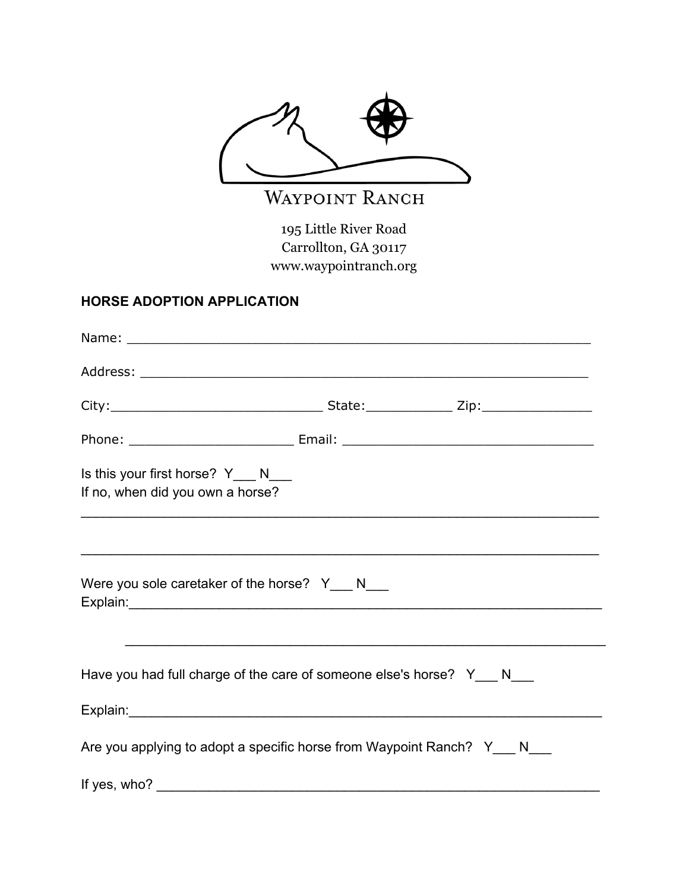WAYPOINT RANCH

195 Little River Road
Carrollton, GA 30117
www.waypointranch.org

**HORSE ADOPTION APPLICATION**

Name: ___________________________________________________________

Address: _________________________________________________________

City:___________________________ State:___________ Zip:______________

Phone: _____________________ Email: ________________________________

Is this your first horse? Y___ N___
If no, when did you own a horse?

_____________________________________________________________________

_____________________________________________________________________

Were you sole caretaker of the horse? Y___ N___
Explain:______________________________________________________________

_______________________________________________________________

Have you had full charge of the care of someone else's horse? Y___ N___

Explain:______________________________________________________________

Are you applying to adopt a specific horse from Waypoint Ranch? Y___ N___

If yes, who? ___________________________________________________________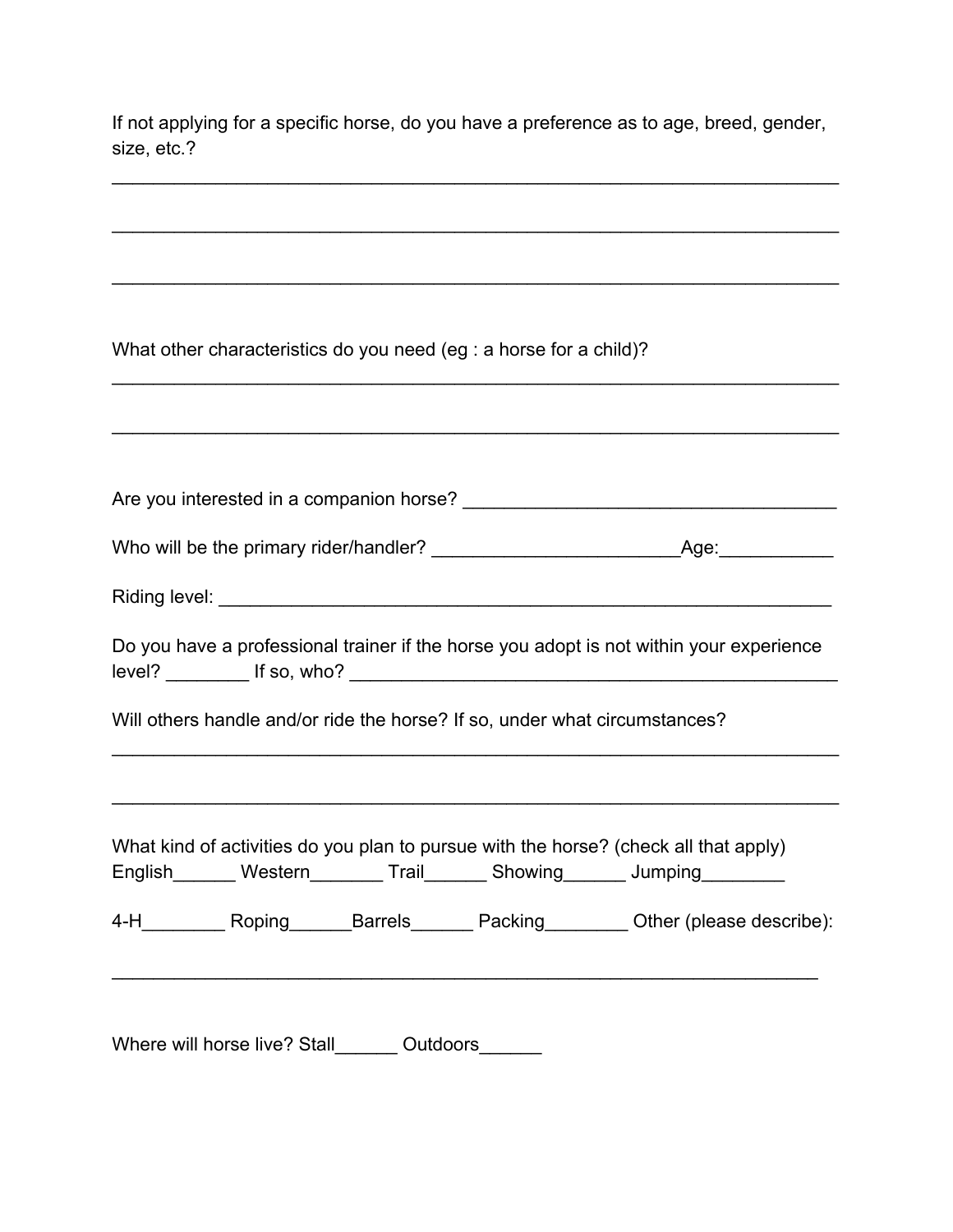If not applying for a specific horse, do you have a preference as to age, breed, gender, size, etc.?

_____________________________________________________________________

_____________________________________________________________________

_____________________________________________________________________

What other characteristics do you need (eg : a horse for a child)?

_____________________________________________________________________

_____________________________________________________________________

Are you interested in a companion horse? ____________________________________

Who will be the primary rider/handler? ________________________Age:___________

Riding level: ______________________________________________________________

Do you have a professional trainer if the horse you adopt is not within your experience level? ________ If so, who? _________________________________________________

Will others handle and/or ride the horse? If so, under what circumstances?

_____________________________________________________________________

_____________________________________________________________________

What kind of activities do you plan to pursue with the horse? (check all that apply)
English______ Western_______ Trail______ Showing______ Jumping________

4-H________ Roping______Barrels______ Packing________ Other (please describe):

_____________________________________________________________________

Where will horse live? Stall______ Outdoors______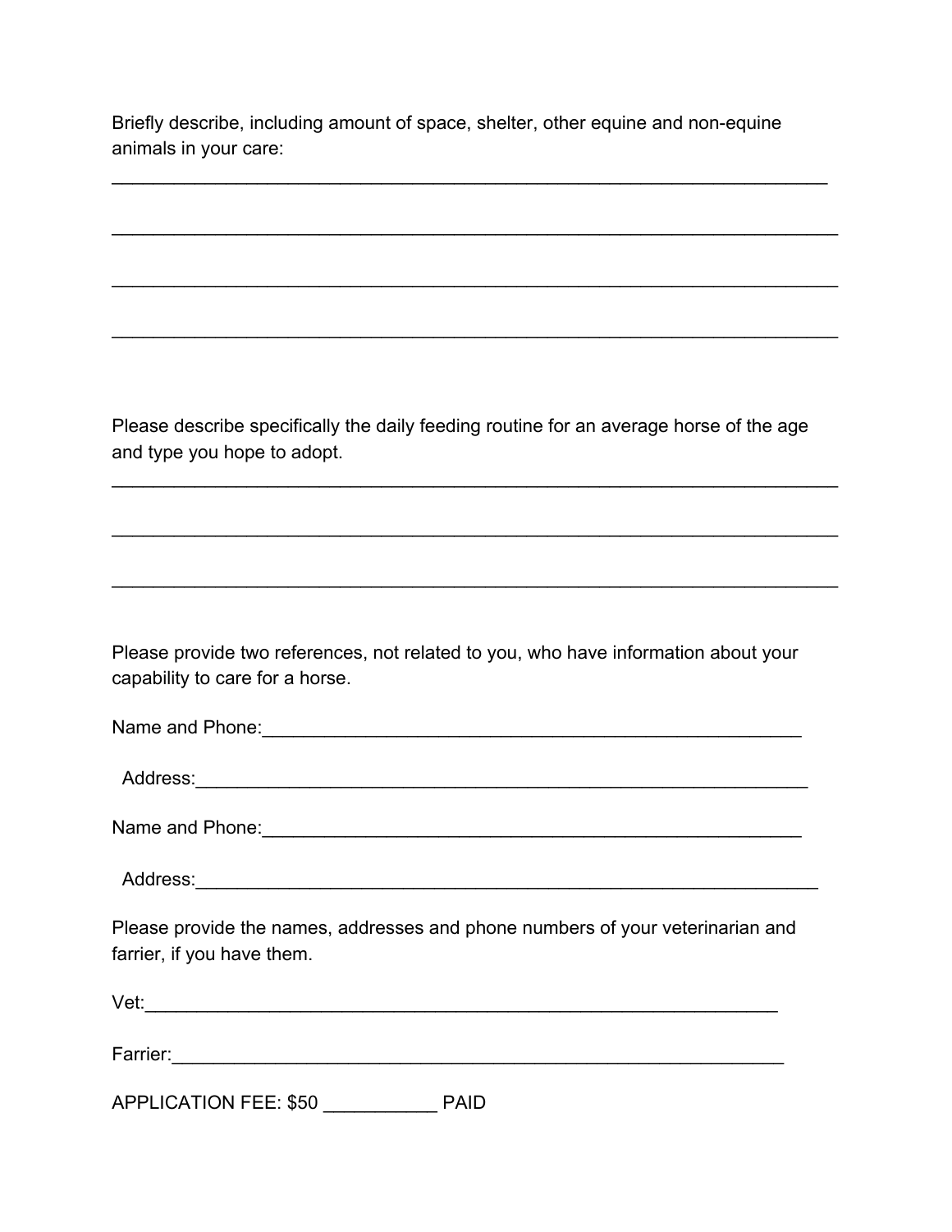Briefly describe, including amount of space, shelter, other equine and non-equine animals in your care:

______________________________________________________________________

______________________________________________________________________

______________________________________________________________________

______________________________________________________________________

Please describe specifically the daily feeding routine for an average horse of the age and type you hope to adopt.

______________________________________________________________________

______________________________________________________________________

______________________________________________________________________

Please provide two references, not related to you, who have information about your capability to care for a horse.

Name and Phone:_______________________________________________________

Address:_______________________________________________________________

Name and Phone:_______________________________________________________

Address:_______________________________________________________________

Please provide the names, addresses and phone numbers of your veterinarian and farrier, if you have them.

Vet:_____________________________________________________________

Farrier:__________________________________________________________

APPLICATION FEE: $50 ___________ PAID